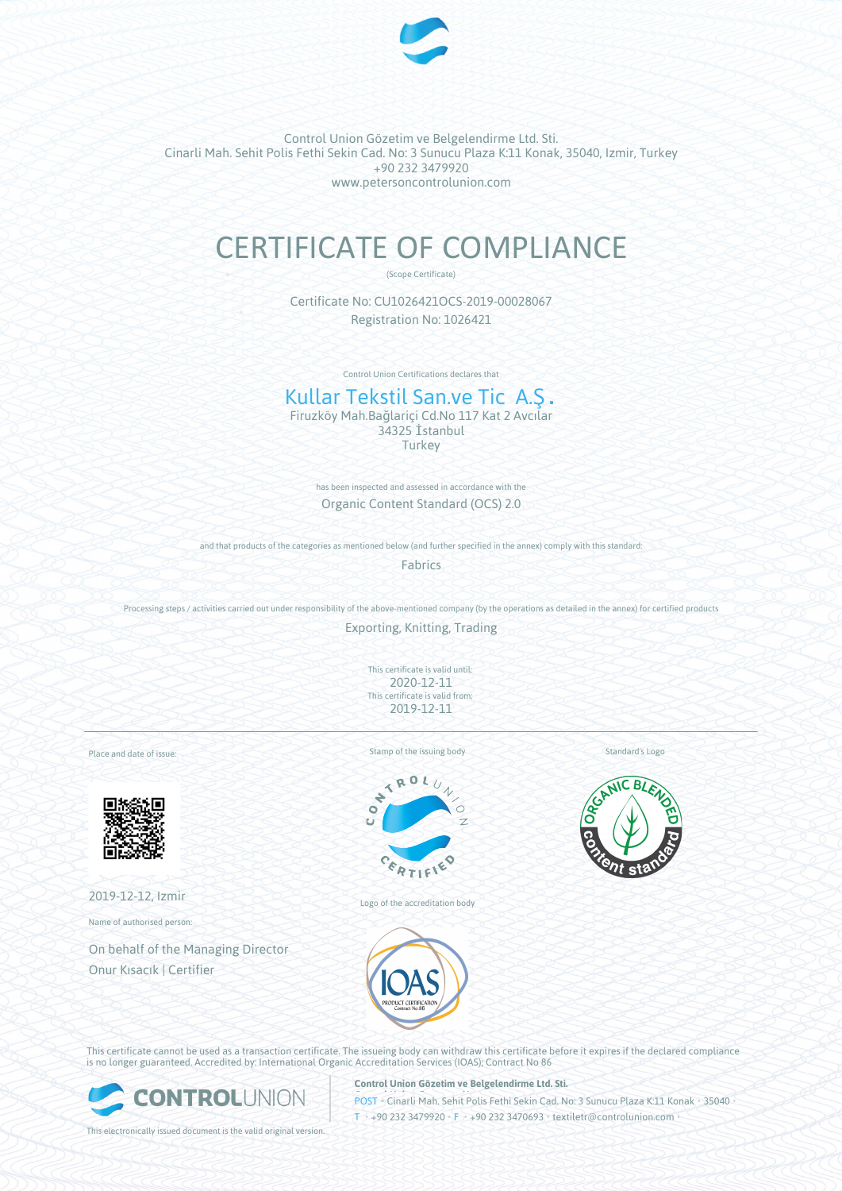Control Union Gözetim ve Belgelendirme Ltd. Sti.
Cinarli Mah. Sehit Polis Fethi Sekin Cad. No: 3 Sunucu Plaza K:11 Konak, 35040, Izmir, Turkey
+90 232 3479920
www.petersoncontrolunion.com

# CERTIFICATE OF COMPLIANCE

(Scope Certificate)

Certificate No: CU1026421OCS-2019-00028067
Registration No: 1026421

Control Union Certifications declares that

## Kullar Tekstil San.ve Tic A.Ş.

Firuzköy Mah.Bağlariçi Cd.No 117 Kat 2 Avcılar
34325 İstanbul
Turkey

has been inspected and assessed in accordance with the

Organic Content Standard (OCS) 2.0

and that products of the categories as mentioned below (and further specified in the annex) comply with this standard:

Fabrics

Processing steps / activities carried out under responsibility of the above-mentioned company (by the operations as detailed in the annex) for certified products

Exporting, Knitting, Trading

This certificate is valid until:
2020-12-11
This certificate is valid from:
2019-12-11

Place and date of issue:

2019-12-12, Izmir

Name of authorised person:

On behalf of the Managing Director
Onur Kısacık | Certifier

Stamp of the issuing body

Logo of the accreditation body

Standard's Logo

This certificate cannot be used as a transaction certificate. The issueing body can withdraw this certificate before it expires if the declared compliance is no longer guaranteed. Accredited by: International Organic Accreditation Services (IOAS); Contract No 86

This electronically issued document is the valid original version.

**Control Union Gözetim ve Belgelendirme Ltd. Sti.**
POST • Cinarli Mah. Sehit Polis Fethi Sekin Cad. No: 3 Sunucu Plaza K:11 Konak • 35040 •
T • +90 232 3479920 • F • +90 232 3470693 • textiletr@controlunion.com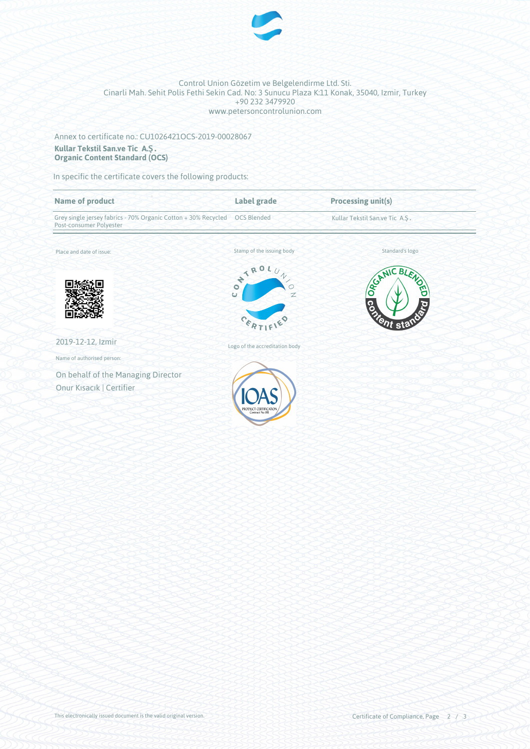Control Union Gözetim ve Belgelendirme Ltd. Sti.
Cinarli Mah. Sehit Polis Fethi Sekin Cad. No: 3 Sunucu Plaza K:11 Konak, 35040, Izmir, Turkey
+90 232 3479920
www.petersoncontrolunion.com

Annex to certificate no.: CU1026421OCS-2019-00028067

**Kullar Tekstil San.ve Tic A.Ş.**
**Organic Content Standard (OCS)**

In specific the certificate covers the following products:

| Name of product | Label grade | Processing unit(s) |
|---|---|---|
| Grey single jersey fabrics - 70% Organic Cotton + 30% Recycled Post-consumer Polyester | OCS Blended | Kullar Tekstil San.ve Tic A.Ş. |

Place and date of issue:

2019-12-12, Izmir

Name of authorised person:

On behalf of the Managing Director
Onur Kısacık | Certifier

Stamp of the issuing body

Logo of the accreditation body

Standard's logo

This electronically issued document is the valid original version.

Certificate of Compliance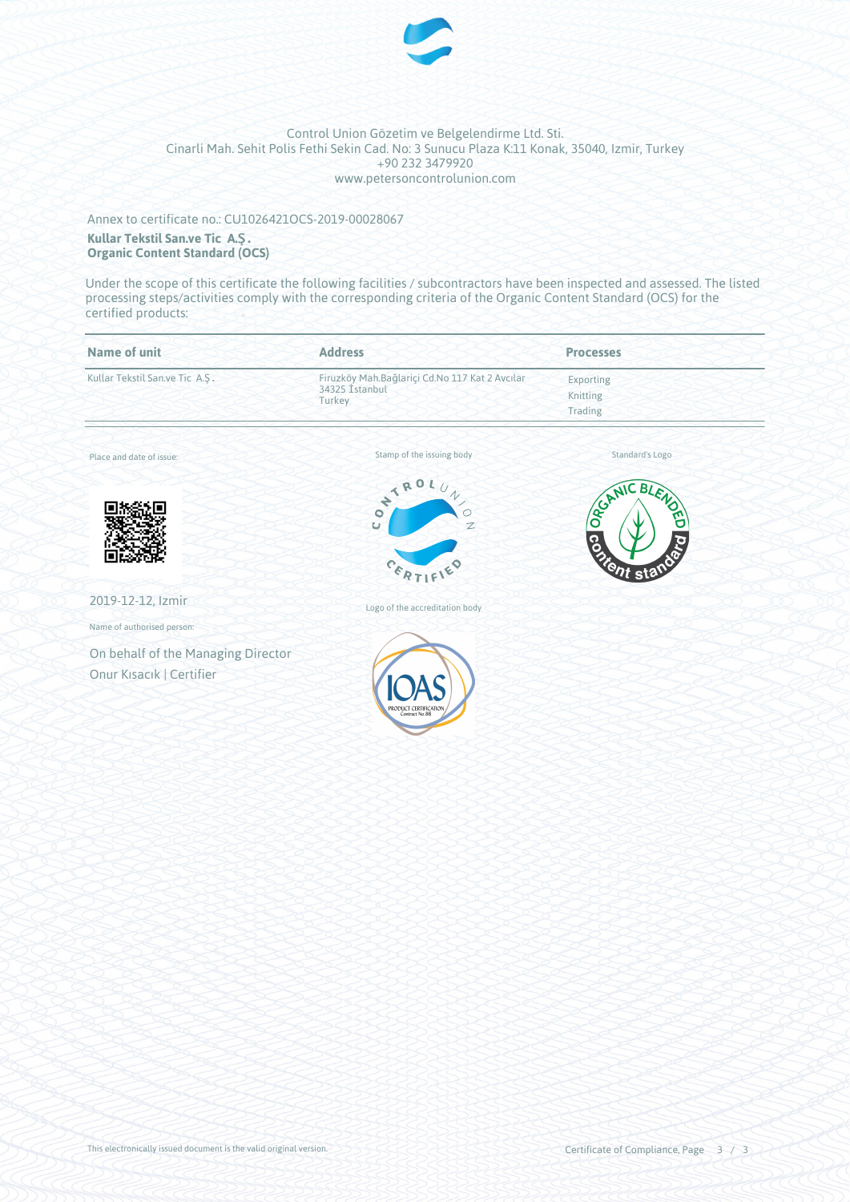Control Union Gözetim ve Belgelendirme Ltd. Sti.
Cinarli Mah. Sehit Polis Fethi Sekin Cad. No: 3 Sunucu Plaza K:11 Konak, 35040, Izmir, Turkey
+90 232 3479920
www.petersoncontrolunion.com

Annex to certificate no.: CU1026421OCS-2019-00028067

**Kullar Tekstil San.ve Tic A.Ş.**
**Organic Content Standard (OCS)**

Under the scope of this certificate the following facilities / subcontractors have been inspected and assessed. The listed processing steps/activities comply with the corresponding criteria of the Organic Content Standard (OCS) for the certified products:

| Name of unit | Address | Processes |
|---|---|---|
| Kullar Tekstil San.ve Tic A.Ş. | Firuzköy Mah.Bağlariçi Cd.No 117 Kat 2 Avcılar 34325 İstanbul Turkey | Exporting Knitting Trading |

Place and date of issue:

2019-12-12, Izmir

Name of authorised person:

On behalf of the Managing Director
Onur Kısacık | Certifier

Stamp of the issuing body

Standard's Logo

Logo of the accreditation body

This electronically issued document is the valid original version.

Certificate of Compliance, Page 3 / 3